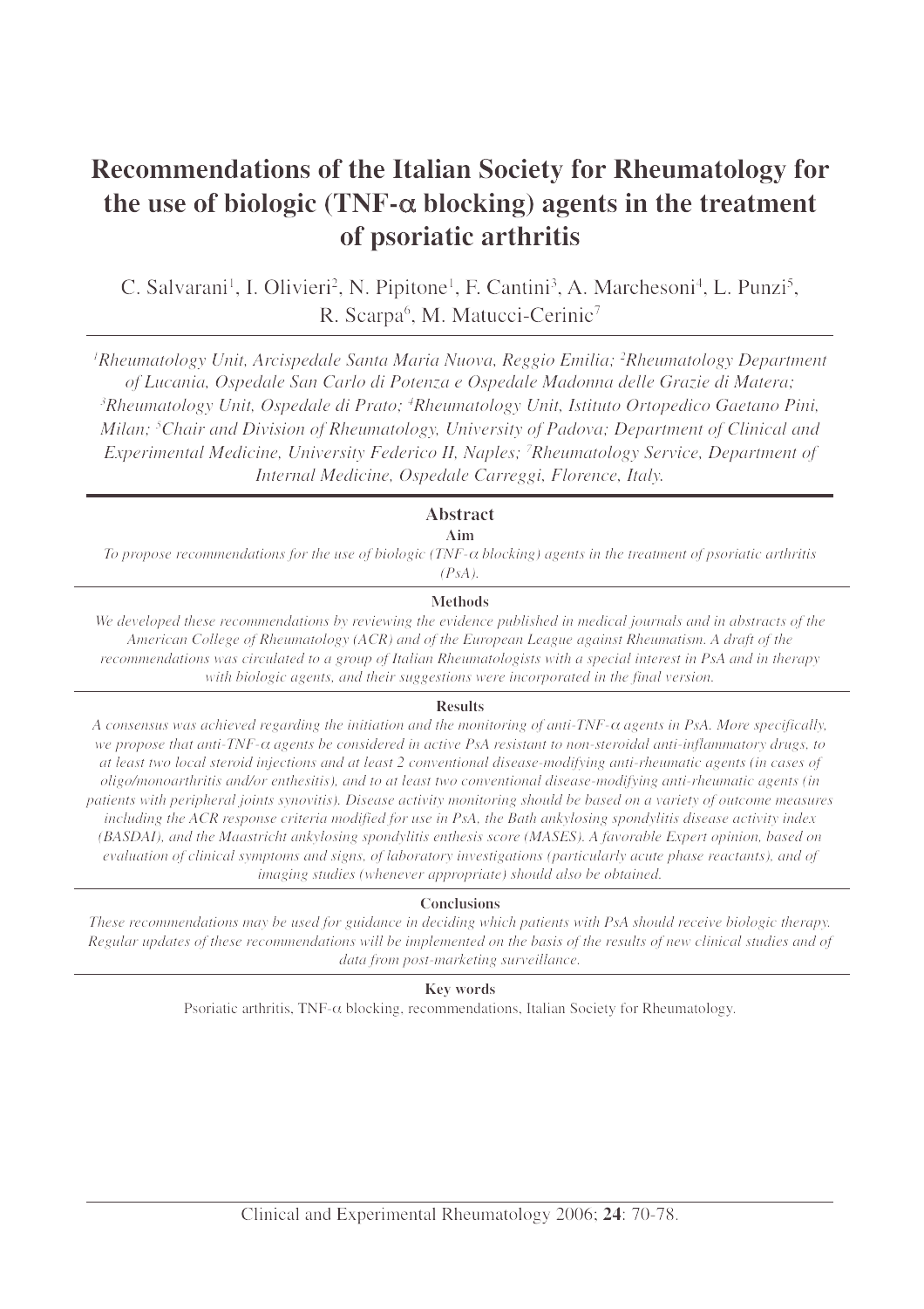# Recommendations of the Italian Society for Rheumatology for the use of biologic (TNF-α blocking) agents in the treatment of psoriatic arthritis

C. Salvarani[1], I. Olivieri[2], N. Pipitone[1], F. Cantini[3], A. Marchesoni[4], L. Punzi[5], R. Scarpa[6], M. Matucci-Cerinic[7]

*[1]Rheumatology Unit, Arcispedale Santa Maria Nuova, Reggio Emilia; [2]Rheumatology Department of Lucania, Ospedale San Carlo di Potenza e Ospedale Madonna delle Grazie di Matera; [3]Rheumatology Unit, Ospedale di Prato; [4]Rheumatology Unit, Istituto Ortopedico Gaetano Pini, Milan; [5]Chair and Division of Rheumatology, University of Padova; Department of Clinical and Experimental Medicine, University Federico II, Naples; [7]Rheumatology Service, Department of Internal Medicine, Ospedale Carreggi, Florence, Italy.*

## Abstract

### Aim

*To propose recommendations for the use of biologic (TNF-α blocking) agents in the treatment of psoriatic arthritis (PsA).*

### Methods

*We developed these recommendations by reviewing the evidence published in medical journals and in abstracts of the American College of Rheumatology (ACR) and of the European League against Rheumatism. A draft of the recommendations was circulated to a group of Italian Rheumatologists with a special interest in PsA and in therapy with biologic agents, and their suggestions were incorporated in the final version.*

### Results

*A consensus was achieved regarding the initiation and the monitoring of anti-TNF-α agents in PsA. More specifically, we propose that anti-TNF-α agents be considered in active PsA resistant to non-steroidal anti-inflammatory drugs, to at least two local steroid injections and at least 2 conventional disease-modifying anti-rheumatic agents (in cases of oligo/monoarthritis and/or enthesitis), and to at least two conventional disease-modifying anti-rheumatic agents (in patients with peripheral joints synovitis). Disease activity monitoring should be based on a variety of outcome measures including the ACR response criteria modified for use in PsA, the Bath ankylosing spondylitis disease activity index (BASDAI), and the Maastricht ankylosing spondylitis enthesis score (MASES). A favorable Expert opinion, based on evaluation of clinical symptoms and signs, of laboratory investigations (particularly acute phase reactants), and of imaging studies (whenever appropriate) should also be obtained.*

### Conclusions

*These recommendations may be used for guidance in deciding which patients with PsA should receive biologic therapy. Regular updates of these recommendations will be implemented on the basis of the results of new clinical studies and of data from post-marketing surveillance.*

### Key words

Psoriatic arthritis, TNF-α blocking, recommendations, Italian Society for Rheumatology.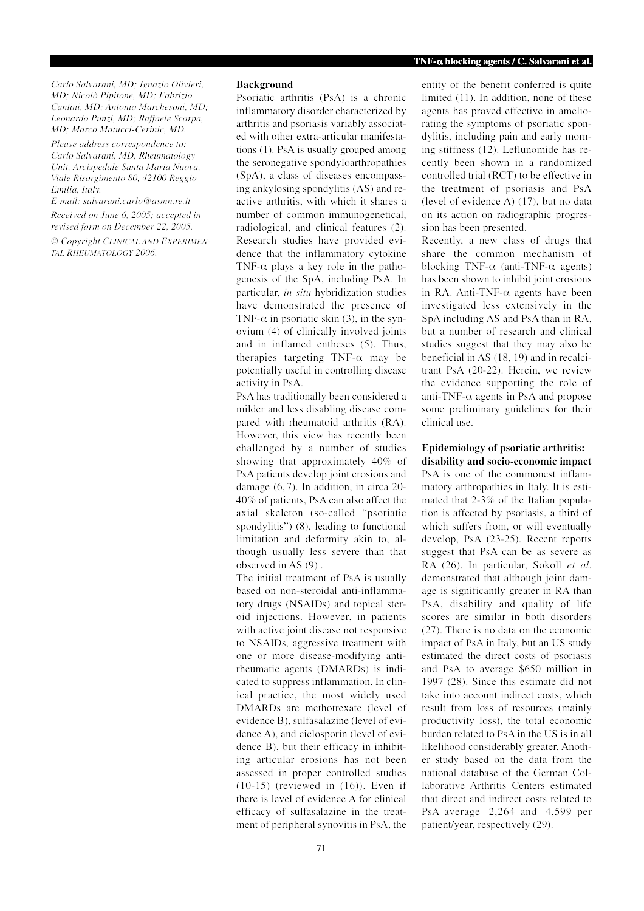*Carlo Salvarani, MD; Ignazio Olivieri, MD; Nicolò Pipitone, MD; Fabrizio Cantini, MD; Antonio Marchesoni, MD; Leonardo Punzi, MD; Raffaele Scarpa, MD; Marco Matucci-Cerinic, MD.*

*Please address correspondence to: Carlo Salvarani, MD, Rheumatology Unit, Arcispedale Santa Maria Nuova, Viale Risorgimento 80, 42100 Reggio Emilia, Italy.*

*E-mail: salvarani.carlo@asmn.re.it*

*Received on June 6, 2005; accepted in revised form on December 22, 2005.*

*© Copyright CLINICAL AND EXPERIMENTAL RHEUMATOLOGY 2006.*

## Background

Psoriatic arthritis (PsA) is a chronic inflammatory disorder characterized by arthritis and psoriasis variably associated with other extra-articular manifestations (1). PsA is usually grouped among the seronegative spondyloarthropathies (SpA), a class of diseases encompassing ankylosing spondylitis (AS) and reactive arthritis, with which it shares a number of common immunogenetical, radiological, and clinical features (2). Research studies have provided evidence that the inflammatory cytokine TNF-$\alpha$ plays a key role in the pathogenesis of the SpA, including PsA. In particular, *in situ* hybridization studies have demonstrated the presence of TNF-$\alpha$ in psoriatic skin (3), in the synovium (4) of clinically involved joints and in inflamed entheses (5). Thus, therapies targeting TNF-$\alpha$ may be potentially useful in controlling disease activity in PsA.

PsA has traditionally been considered a milder and less disabling disease compared with rheumatoid arthritis (RA). However, this view has recently been challenged by a number of studies showing that approximately 40% of PsA patients develop joint erosions and damage (6, 7). In addition, in circa 20-40% of patients, PsA can also affect the axial skeleton (so-called "psoriatic spondylitis") (8), leading to functional limitation and deformity akin to, although usually less severe than that observed in AS (9) .

The initial treatment of PsA is usually based on non-steroidal anti-inflammatory drugs (NSAIDs) and topical steroid injections. However, in patients with active joint disease not responsive to NSAIDs, aggressive treatment with one or more disease-modifying antirheumatic agents (DMARDs) is indicated to suppress inflammation. In clinical practice, the most widely used DMARDs are methotrexate (level of evidence B), sulfasalazine (level of evidence A), and ciclosporin (level of evidence B), but their efficacy in inhibiting articular erosions has not been assessed in proper controlled studies (10-15) (reviewed in (16)). Even if there is level of evidence A for clinical efficacy of sulfasalazine in the treatment of peripheral synovitis in PsA, the entity of the benefit conferred is quite limited (11). In addition, none of these agents has proved effective in ameliorating the symptoms of psoriatic spondylitis, including pain and early morning stiffness (12). Leflunomide has recently been shown in a randomized controlled trial (RCT) to be effective in the treatment of psoriasis and PsA (level of evidence A) (17), but no data on its action on radiographic progression has been presented.

Recently, a new class of drugs that share the common mechanism of blocking TNF-$\alpha$ (anti-TNF-$\alpha$ agents) has been shown to inhibit joint erosions in RA. Anti-TNF-$\alpha$ agents have been investigated less extensively in the SpA including AS and PsA than in RA, but a number of research and clinical studies suggest that they may also be beneficial in AS (18, 19) and in recalcitrant PsA (20-22). Herein, we review the evidence supporting the role of anti-TNF-$\alpha$ agents in PsA and propose some preliminary guidelines for their clinical use.

## Epidemiology of psoriatic arthritis: disability and socio-economic impact

PsA is one of the commonest inflammatory arthropathies in Italy. It is estimated that 2-3% of the Italian population is affected by psoriasis, a third of which suffers from, or will eventually develop, PsA (23-25). Recent reports suggest that PsA can be as severe as RA (26). In particular, Sokoll *et al.* demonstrated that although joint damage is significantly greater in RA than PsA, disability and quality of life scores are similar in both disorders (27). There is no data on the economic impact of PsA in Italy, but an US study estimated the direct costs of psoriasis and PsA to average $650 million in 1997 (28). Since this estimate did not take into account indirect costs, which result from loss of resources (mainly productivity loss), the total economic burden related to PsA in the US is in all likelihood considerably greater. Another study based on the data from the national database of the German Collaborative Arthritis Centers estimated that direct and indirect costs related to PsA average 2,264 and 4,599 per patient/year, respectively (29).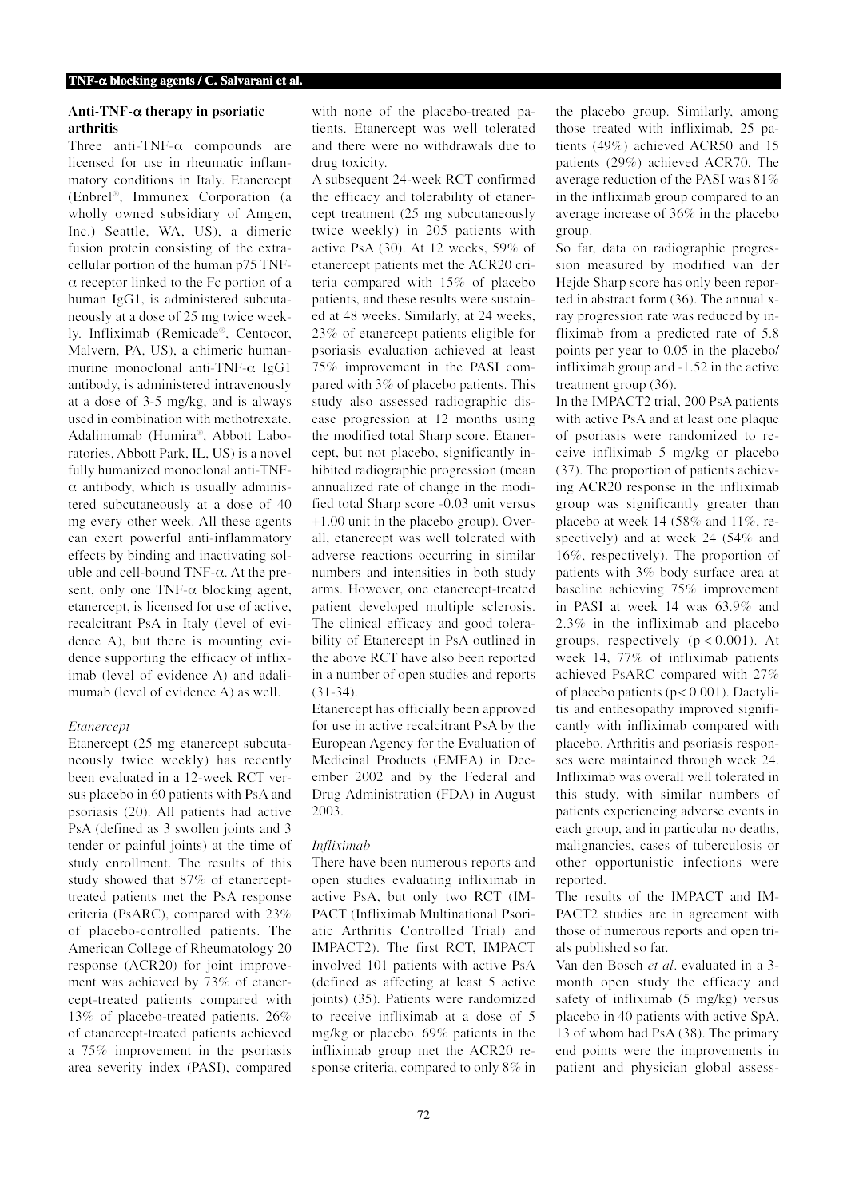## Anti-TNF-α therapy in psoriatic arthritis

Three anti-TNF-α compounds are licensed for use in rheumatic inflammatory conditions in Italy. Etanercept (Enbrel®, Immunex Corporation (a wholly owned subsidiary of Amgen, Inc.) Seattle, WA, US), a dimeric fusion protein consisting of the extracellular portion of the human p75 TNF-α receptor linked to the Fc portion of a human IgG1, is administered subcutaneously at a dose of 25 mg twice weekly. Infliximab (Remicade®, Centocor, Malvern, PA, US), a chimeric human-murine monoclonal anti-TNF-α IgG1 antibody, is administered intravenously at a dose of 3-5 mg/kg, and is always used in combination with methotrexate. Adalimumab (Humira®, Abbott Laboratories, Abbott Park, IL, US) is a novel fully humanized monoclonal anti-TNF-α antibody, which is usually administered subcutaneously at a dose of 40 mg every other week. All these agents can exert powerful anti-inflammatory effects by binding and inactivating soluble and cell-bound TNF-α. At the present, only one TNF-α blocking agent, etanercept, is licensed for use of active, recalcitrant PsA in Italy (level of evidence A), but there is mounting evidence supporting the efficacy of infliximab (level of evidence A) and adalimumab (level of evidence A) as well.

### *Etanercept*

Etanercept (25 mg etanercept subcutaneously twice weekly) has recently been evaluated in a 12-week RCT versus placebo in 60 patients with PsA and psoriasis (20). All patients had active PsA (defined as 3 swollen joints and 3 tender or painful joints) at the time of study enrollment. The results of this study showed that 87% of etanercept-treated patients met the PsA response criteria (PsARC), compared with 23% of placebo-controlled patients. The American College of Rheumatology 20 response (ACR20) for joint improvement was achieved by 73% of etanercept-treated patients compared with 13% of placebo-treated patients. 26% of etanercept-treated patients achieved a 75% improvement in the psoriasis area severity index (PASI), compared with none of the placebo-treated patients. Etanercept was well tolerated and there were no withdrawals due to drug toxicity.

A subsequent 24-week RCT confirmed the efficacy and tolerability of etanercept treatment (25 mg subcutaneously twice weekly) in 205 patients with active PsA (30). At 12 weeks, 59% of etanercept patients met the ACR20 criteria compared with 15% of placebo patients, and these results were sustained at 48 weeks. Similarly, at 24 weeks, 23% of etanercept patients eligible for psoriasis evaluation achieved at least 75% improvement in the PASI compared with 3% of placebo patients. This study also assessed radiographic disease progression at 12 months using the modified total Sharp score. Etanercept, but not placebo, significantly inhibited radiographic progression (mean annualized rate of change in the modified total Sharp score -0.03 unit versus +1.00 unit in the placebo group). Overall, etanercept was well tolerated with adverse reactions occurring in similar numbers and intensities in both study arms. However, one etanercept-treated patient developed multiple sclerosis. The clinical efficacy and good tolerability of Etanercept in PsA outlined in the above RCT have also been reported in a number of open studies and reports (31-34).

Etanercept has officially been approved for use in active recalcitrant PsA by the European Agency for the Evaluation of Medicinal Products (EMEA) in December 2002 and by the Federal and Drug Administration (FDA) in August 2003.

### *Infliximab*

There have been numerous reports and open studies evaluating infliximab in active PsA, but only two RCT (IMPACT (Infliximab Multinational Psoriatic Arthritis Controlled Trial) and IMPACT2). The first RCT, IMPACT involved 101 patients with active PsA (defined as affecting at least 5 active joints) (35). Patients were randomized to receive infliximab at a dose of 5 mg/kg or placebo. 69% patients in the infliximab group met the ACR20 response criteria, compared to only 8% in the placebo group. Similarly, among those treated with infliximab, 25 patients (49%) achieved ACR50 and 15 patients (29%) achieved ACR70. The average reduction of the PASI was 81% in the infliximab group compared to an average increase of 36% in the placebo group.

So far, data on radiographic progression measured by modified van der Hejde Sharp score has only been reported in abstract form (36). The annual x-ray progression rate was reduced by infliximab from a predicted rate of 5.8 points per year to 0.05 in the placebo/infliximab group and -1.52 in the active treatment group (36).

In the IMPACT2 trial, 200 PsA patients with active PsA and at least one plaque of psoriasis were randomized to receive infliximab 5 mg/kg or placebo (37). The proportion of patients achieving ACR20 response in the infliximab group was significantly greater than placebo at week 14 (58% and 11%, respectively) and at week 24 (54% and 16%, respectively). The proportion of patients with 3% body surface area at baseline achieving 75% improvement in PASI at week 14 was 63.9% and 2.3% in the infliximab and placebo groups, respectively ($p < 0.001$). At week 14, 77% of infliximab patients achieved PsARC compared with 27% of placebo patients ($p < 0.001$). Dactylitis and enthesopathy improved significantly with infliximab compared with placebo. Arthritis and psoriasis responses were maintained through week 24. Infliximab was overall well tolerated in this study, with similar numbers of patients experiencing adverse events in each group, and in particular no deaths, malignancies, cases of tuberculosis or other opportunistic infections were reported.

The results of the IMPACT and IMPACT2 studies are in agreement with those of numerous reports and open trials published so far.

Van den Bosch *et al*. evaluated in a 3-month open study the efficacy and safety of infliximab (5 mg/kg) versus placebo in 40 patients with active SpA, 13 of whom had PsA (38). The primary end points were the improvements in patient and physician global assess-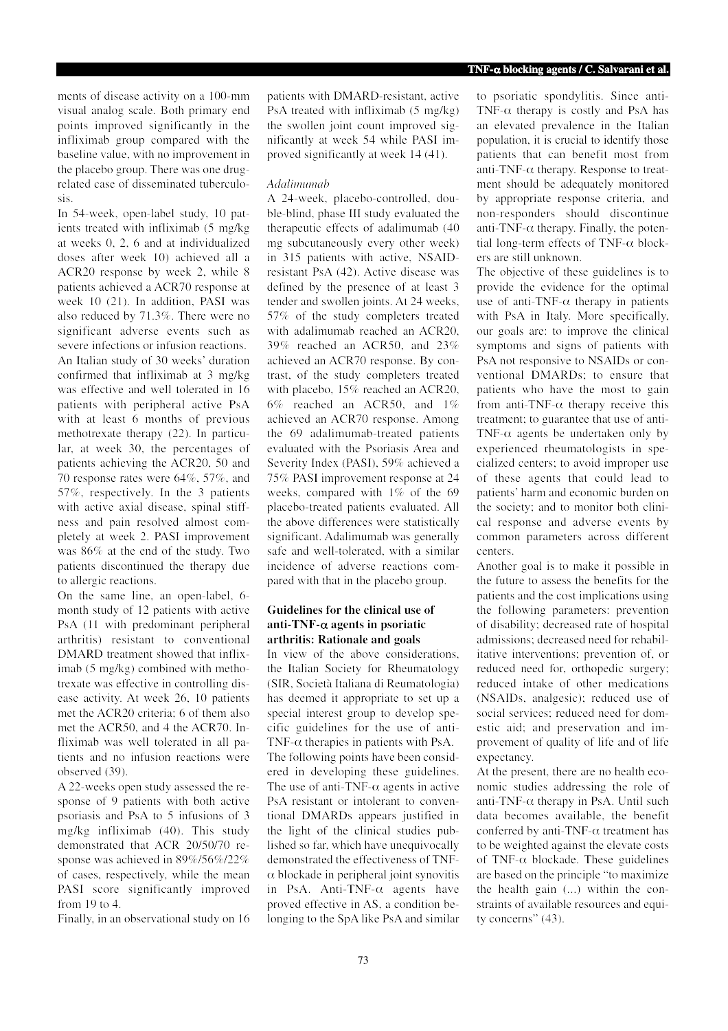ments of disease activity on a 100-mm visual analog scale. Both primary end points improved significantly in the infliximab group compared with the baseline value, with no improvement in the placebo group. There was one drug-related case of disseminated tuberculosis.

In 54-week, open-label study, 10 patients treated with infliximab (5 mg/kg at weeks 0, 2, 6 and at individualized doses after week 10) achieved all a ACR20 response by week 2, while 8 patients achieved a ACR70 response at week 10 (21). In addition, PASI was also reduced by 71.3%. There were no significant adverse events such as severe infections or infusion reactions.

An Italian study of 30 weeks' duration confirmed that infliximab at 3 mg/kg was effective and well tolerated in 16 patients with peripheral active PsA with at least 6 months of previous methotrexate therapy (22). In particular, at week 30, the percentages of patients achieving the ACR20, 50 and 70 response rates were 64%, 57%, and 57%, respectively. In the 3 patients with active axial disease, spinal stiffness and pain resolved almost completely at week 2. PASI improvement was 86% at the end of the study. Two patients discontinued the therapy due to allergic reactions.

On the same line, an open-label, 6-month study of 12 patients with active PsA (11 with predominant peripheral arthritis) resistant to conventional DMARD treatment showed that infliximab (5 mg/kg) combined with methotrexate was effective in controlling disease activity. At week 26, 10 patients met the ACR20 criteria; 6 of them also met the ACR50, and 4 the ACR70. Infliximab was well tolerated in all patients and no infusion reactions were observed (39).

A 22-weeks open study assessed the response of 9 patients with both active psoriasis and PsA to 5 infusions of 3 mg/kg infliximab (40). This study demonstrated that ACR 20/50/70 response was achieved in 89%/56%/22% of cases, respectively, while the mean PASI score significantly improved from 19 to 4.

Finally, in an observational study on 16 patients with DMARD-resistant, active PsA treated with infliximab (5 mg/kg) the swollen joint count improved significantly at week 54 while PASI improved significantly at week 14 (41).

*Adalimumab*

A 24-week, placebo-controlled, double-blind, phase III study evaluated the therapeutic effects of adalimumab (40 mg subcutaneously every other week) in 315 patients with active, NSAID-resistant PsA (42). Active disease was defined by the presence of at least 3 tender and swollen joints. At 24 weeks, 57% of the study completers treated with adalimumab reached an ACR20, 39% reached an ACR50, and 23% achieved an ACR70 response. By contrast, of the study completers treated with placebo, 15% reached an ACR20, 6% reached an ACR50, and 1% achieved an ACR70 response. Among the 69 adalimumab-treated patients evaluated with the Psoriasis Area and Severity Index (PASI), 59% achieved a 75% PASI improvement response at 24 weeks, compared with 1% of the 69 placebo-treated patients evaluated. All the above differences were statistically significant. Adalimumab was generally safe and well-tolerated, with a similar incidence of adverse reactions compared with that in the placebo group.

## Guidelines for the clinical use of anti-TNF-α agents in psoriatic arthritis: Rationale and goals

In view of the above considerations, the Italian Society for Rheumatology (SIR, Società Italiana di Reumatologia) has deemed it appropriate to set up a special interest group to develop specific guidelines for the use of anti-TNF-α therapies in patients with PsA.

The following points have been considered in developing these guidelines. The use of anti-TNF-α agents in active PsA resistant or intolerant to conventional DMARDs appears justified in the light of the clinical studies published so far, which have unequivocally demonstrated the effectiveness of TNF-α blockade in peripheral joint synovitis in PsA. Anti-TNF-α agents have proved effective in AS, a condition belonging to the SpA like PsA and similar to psoriatic spondylitis. Since anti-TNF-α therapy is costly and PsA has an elevated prevalence in the Italian population, it is crucial to identify those patients that can benefit most from anti-TNF-α therapy. Response to treatment should be adequately monitored by appropriate response criteria, and non-responders should discontinue anti-TNF-α therapy. Finally, the potential long-term effects of TNF-α blockers are still unknown.

The objective of these guidelines is to provide the evidence for the optimal use of anti-TNF-α therapy in patients with PsA in Italy. More specifically, our goals are: to improve the clinical symptoms and signs of patients with PsA not responsive to NSAIDs or conventional DMARDs; to ensure that patients who have the most to gain from anti-TNF-α therapy receive this treatment; to guarantee that use of anti-TNF-α agents be undertaken only by experienced rheumatologists in specialized centers; to avoid improper use of these agents that could lead to patients' harm and economic burden on the society; and to monitor both clinical response and adverse events by common parameters across different centers.

Another goal is to make it possible in the future to assess the benefits for the patients and the cost implications using the following parameters: prevention of disability; decreased rate of hospital admissions; decreased need for rehabilitative interventions; prevention of, or reduced need for, orthopedic surgery; reduced intake of other medications (NSAIDs, analgesic); reduced use of social services; reduced need for domestic aid; and preservation and improvement of quality of life and of life expectancy.

At the present, there are no health economic studies addressing the role of anti-TNF-α therapy in PsA. Until such data becomes available, the benefit conferred by anti-TNF-α treatment has to be weighted against the elevate costs of TNF-α blockade. These guidelines are based on the principle "to maximize the health gain (...) within the constraints of available resources and equity concerns" (43).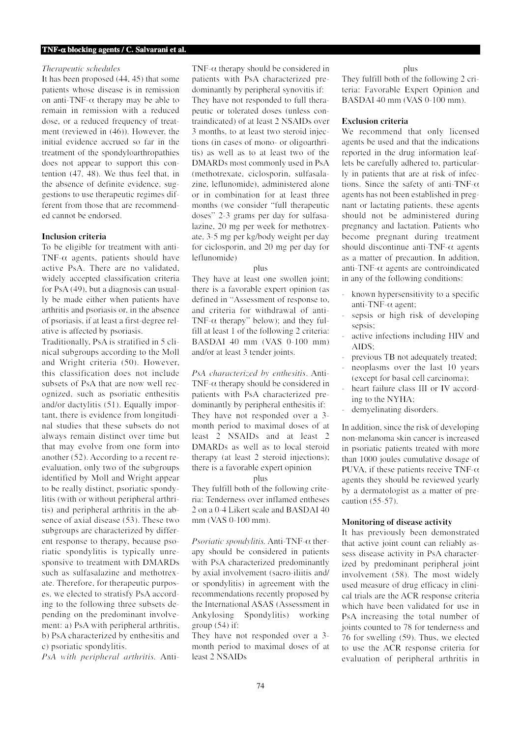*Therapeutic schedules*

It has been proposed (44, 45) that some patients whose disease is in remission on anti-TNF-α therapy may be able to remain in remission with a reduced dose, or a reduced frequency of treatment (reviewed in (46)). However, the initial evidence accrued so far in the treatment of the spondyloarthropathies does not appear to support this contention (47, 48). We thus feel that, in the absence of definite evidence, suggestions to use therapeutic regimes different from those that are recommended cannot be endorsed.

## Inclusion criteria

To be eligible for treatment with anti-TNF-α agents, patients should have active PsA. There are no validated, widely accepted classification criteria for PsA (49), but a diagnosis can usually be made either when patients have arthritis and psoriasis or, in the absence of psoriasis, if at least a first-degree relative is affected by psoriasis.

Traditionally, PsA is stratified in 5 clinical subgroups according to the Moll and Wright criteria (50). However, this classification does not include subsets of PsA that are now well recognized, such as psoriatic enthesitis and/or dactylitis (51). Equally important, there is evidence from longitudinal studies that these subsets do not always remain distinct over time but that may evolve from one form into another (52). According to a recent re-evaluation, only two of the subgroups identified by Moll and Wright appear to be really distinct, psoriatic spondylitis (with or without peripheral arthritis) and peripheral arthritis in the absence of axial disease (53). These two subgroups are characterized by different response to therapy, because psoriatic spondylitis is typically unresponsive to treatment with DMARDs such as sulfasalazine and methotrexate. Therefore, for therapeutic purposes, we elected to stratify PsA according to the following three subsets depending on the predominant involvement: a) PsA with peripheral arthritis, b) PsA characterized by enthesitis and c) psoriatic spondylitis.

*PsA with peripheral arthritis.* Anti-TNF-α therapy should be considered in patients with PsA characterized predominantly by peripheral synovitis if:

They have not responded to full therapeutic or tolerated doses (unless contraindicated) of at least 2 NSAIDs over 3 months, to at least two steroid injections (in cases of mono- or oligoarthritis) as well as to at least two of the DMARDs most commonly used in PsA (methotrexate, ciclosporin, sulfasalazine, leflunomide), administered alone or in combination for at least three months (we consider "full therapeutic doses" 2-3 grams per day for sulfasalazine, 20 mg per week for methotrexate, 3-5 mg per kg/body weight per day for ciclosporin, and 20 mg per day for leflunomide)

plus

They have at least one swollen joint; there is a favorable expert opinion (as defined in "Assessment of response to, and criteria for withdrawal of anti-TNF-α therapy" below); and they fulfill at least 1 of the following 2 criteria: BASDAI 40 mm (VAS 0-100 mm) and/or at least 3 tender joints.

*PsA characterized by enthesitis.* Anti-TNF-α therapy should be considered in patients with PsA characterized predominantly by peripheral enthesitis if:

They have not responded over a 3-month period to maximal doses of at least 2 NSAIDs and at least 2 DMARDs as well as to local steroid therapy (at least 2 steroid injections); there is a favorable expert opinion

plus

They fulfill both of the following criteria: Tenderness over inflamed entheses 2 on a 0-4 Likert scale and BASDAI 40 mm (VAS 0-100 mm).

*Psoriatic spondylitis.* Anti-TNF-α therapy should be considered in patients with PsA characterized predominantly by axial involvement (sacro-iliitis and/or spondylitis) in agreement with the recommendations recently proposed by the International ASAS (Assessment in Ankylosing Spondylitis) working group (54) if:

They have not responded over a 3-month period to maximal doses of at least 2 NSAIDs

plus

They fulfill both of the following 2 criteria: Favorable Expert Opinion and BASDAI 40 mm (VAS 0-100 mm).

## Exclusion criteria

We recommend that only licensed agents be used and that the indications reported in the drug information leaflets be carefully adhered to, particularly in patients that are at risk of infections. Since the safety of anti-TNF-α agents has not been established in pregnant or lactating patients, these agents should not be administered during pregnancy and lactation. Patients who become pregnant during treatment should discontinue anti-TNF-α agents as a matter of precaution. In addition, anti-TNF-α agents are controindicated in any of the following conditions:

- known hypersensitivity to a specific anti-TNF-α agent;
- sepsis or high risk of developing sepsis;
- active infections including HIV and AIDS;
- previous TB not adequately treated;
- neoplasms over the last 10 years (except for basal cell carcinoma);
- heart failure class III or IV according to the NYHA;
- demyelinating disorders.

In addition, since the risk of developing non-melanoma skin cancer is increased in psoriatic patients treated with more than 1000 joules cumulative dosage of PUVA, if these patients receive TNF-α agents they should be reviewed yearly by a dermatologist as a matter of precaution (55-57).

## Monitoring of disease activity

It has previously been demonstrated that active joint count can reliably assess disease activity in PsA characterized by predominant peripheral joint involvement (58). The most widely used measure of drug efficacy in clinical trials are the ACR response criteria which have been validated for use in PsA increasing the total number of joints counted to 78 for tenderness and 76 for swelling (59). Thus, we elected to use the ACR response criteria for evaluation of peripheral arthritis in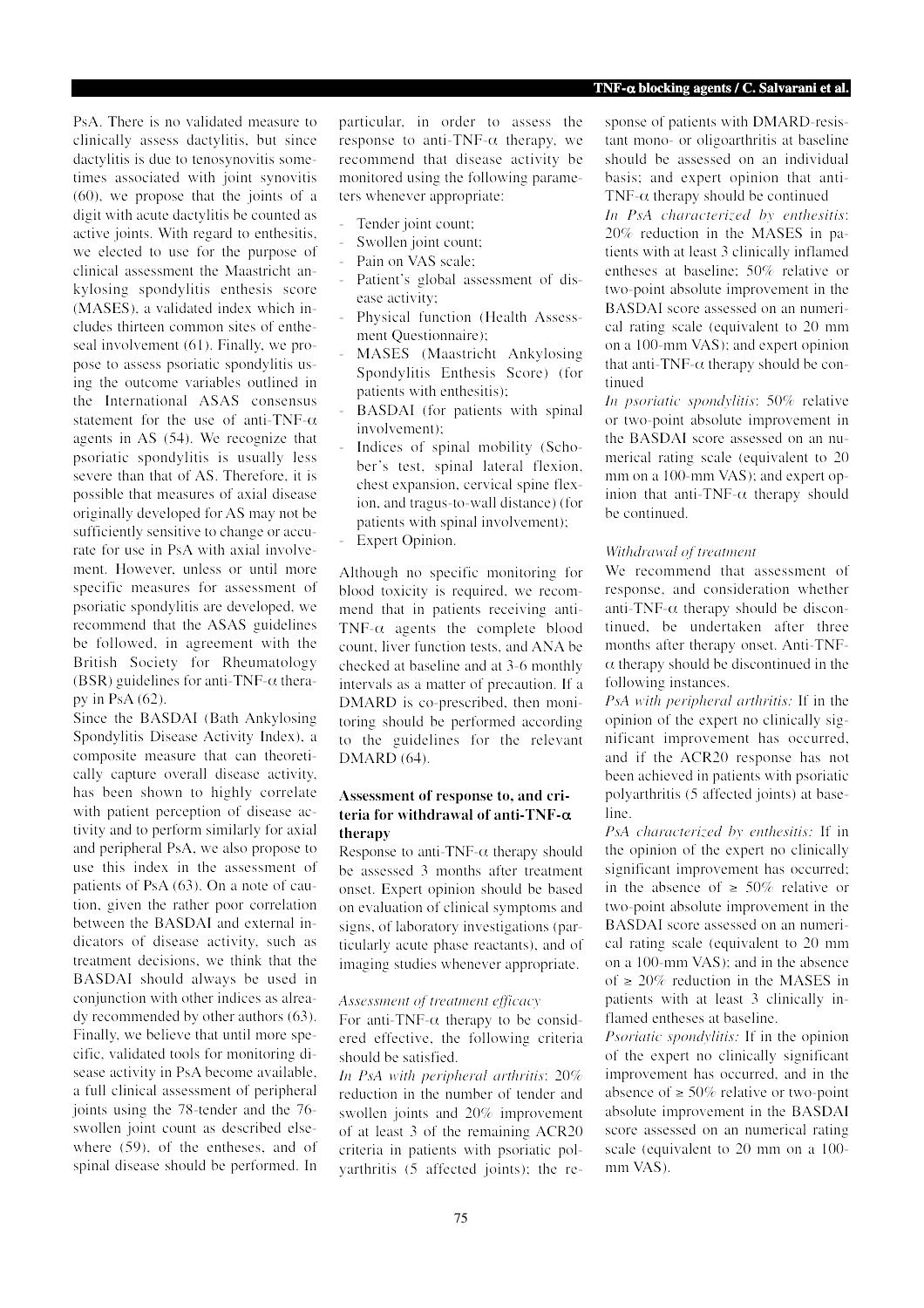PsA. There is no validated measure to clinically assess dactylitis, but since dactylitis is due to tenosynovitis sometimes associated with joint synovitis (60), we propose that the joints of a digit with acute dactylitis be counted as active joints. With regard to enthesitis, we elected to use for the purpose of clinical assessment the Maastricht ankylosing spondylitis enthesis score (MASES), a validated index which includes thirteen common sites of entheseal involvement (61). Finally, we propose to assess psoriatic spondylitis using the outcome variables outlined in the International ASAS consensus statement for the use of anti-TNF-α agents in AS (54). We recognize that psoriatic spondylitis is usually less severe than that of AS. Therefore, it is possible that measures of axial disease originally developed for AS may not be sufficiently sensitive to change or accurate for use in PsA with axial involvement. However, unless or until more specific measures for assessment of psoriatic spondylitis are developed, we recommend that the ASAS guidelines be followed, in agreement with the British Society for Rheumatology (BSR) guidelines for anti-TNF-α therapy in PsA (62).

Since the BASDAI (Bath Ankylosing Spondylitis Disease Activity Index), a composite measure that can theoretically capture overall disease activity, has been shown to highly correlate with patient perception of disease activity and to perform similarly for axial and peripheral PsA, we also propose to use this index in the assessment of patients of PsA (63). On a note of caution, given the rather poor correlation between the BASDAI and external indicators of disease activity, such as treatment decisions, we think that the BASDAI should always be used in conjunction with other indices as already recommended by other authors (63). Finally, we believe that until more specific, validated tools for monitoring disease activity in PsA become available, a full clinical assessment of peripheral joints using the 78-tender and the 76-swollen joint count as described elsewhere (59), of the entheses, and of spinal disease should be performed. In particular, in order to assess the response to anti-TNF-α therapy, we recommend that disease activity be monitored using the following parameters whenever appropriate:

- Tender joint count;
- Swollen joint count;
- Pain on VAS scale;
- Patient's global assessment of disease activity;
- Physical function (Health Assessment Questionnaire);
- MASES (Maastricht Ankylosing Spondylitis Enthesis Score) (for patients with enthesitis);
- BASDAI (for patients with spinal involvement);
- Indices of spinal mobility (Schober's test, spinal lateral flexion, chest expansion, cervical spine flexion, and tragus-to-wall distance) (for patients with spinal involvement);
- Expert Opinion.

Although no specific monitoring for blood toxicity is required, we recommend that in patients receiving anti-TNF-α agents the complete blood count, liver function tests, and ANA be checked at baseline and at 3-6 monthly intervals as a matter of precaution. If a DMARD is co-prescribed, then monitoring should be performed according to the guidelines for the relevant DMARD (64).

## Assessment of response to, and criteria for withdrawal of anti-TNF-α therapy

Response to anti-TNF-α therapy should be assessed 3 months after treatment onset. Expert opinion should be based on evaluation of clinical symptoms and signs, of laboratory investigations (particularly acute phase reactants), and of imaging studies whenever appropriate.

### *Assessment of treatment efficacy*

For anti-TNF-α therapy to be considered effective, the following criteria should be satisfied.

*In PsA with peripheral arthritis*: 20% reduction in the number of tender and swollen joints and 20% improvement of at least 3 of the remaining ACR20 criteria in patients with psoriatic polyarthritis (5 affected joints); the response of patients with DMARD-resistant mono- or oligoarthritis at baseline should be assessed on an individual basis; and expert opinion that anti-TNF-α therapy should be continued

*In PsA characterized by enthesitis*: 20% reduction in the MASES in patients with at least 3 clinically inflamed entheses at baseline; 50% relative or two-point absolute improvement in the BASDAI score assessed on an numerical rating scale (equivalent to 20 mm on a 100-mm VAS); and expert opinion that anti-TNF-α therapy should be continued

*In psoriatic spondylitis*: 50% relative or two-point absolute improvement in the BASDAI score assessed on an numerical rating scale (equivalent to 20 mm on a 100-mm VAS); and expert opinion that anti-TNF-α therapy should be continued.

### *Withdrawal of treatment*

We recommend that assessment of response, and consideration whether anti-TNF-α therapy should be discontinued, be undertaken after three months after therapy onset. Anti-TNF-α therapy should be discontinued in the following instances.

*PsA with peripheral arthritis:* If in the opinion of the expert no clinically significant improvement has occurred, and if the ACR20 response has not been achieved in patients with psoriatic polyarthritis (5 affected joints) at baseline.

*PsA characterized by enthesitis:* If in the opinion of the expert no clinically significant improvement has occurred; in the absence of ≥ 50% relative or two-point absolute improvement in the BASDAI score assessed on an numerical rating scale (equivalent to 20 mm on a 100-mm VAS); and in the absence of ≥ 20% reduction in the MASES in patients with at least 3 clinically inflamed entheses at baseline.

*Psoriatic spondylitis:* If in the opinion of the expert no clinically significant improvement has occurred, and in the absence of ≥ 50% relative or two-point absolute improvement in the BASDAI score assessed on an numerical rating scale (equivalent to 20 mm on a 100-mm VAS).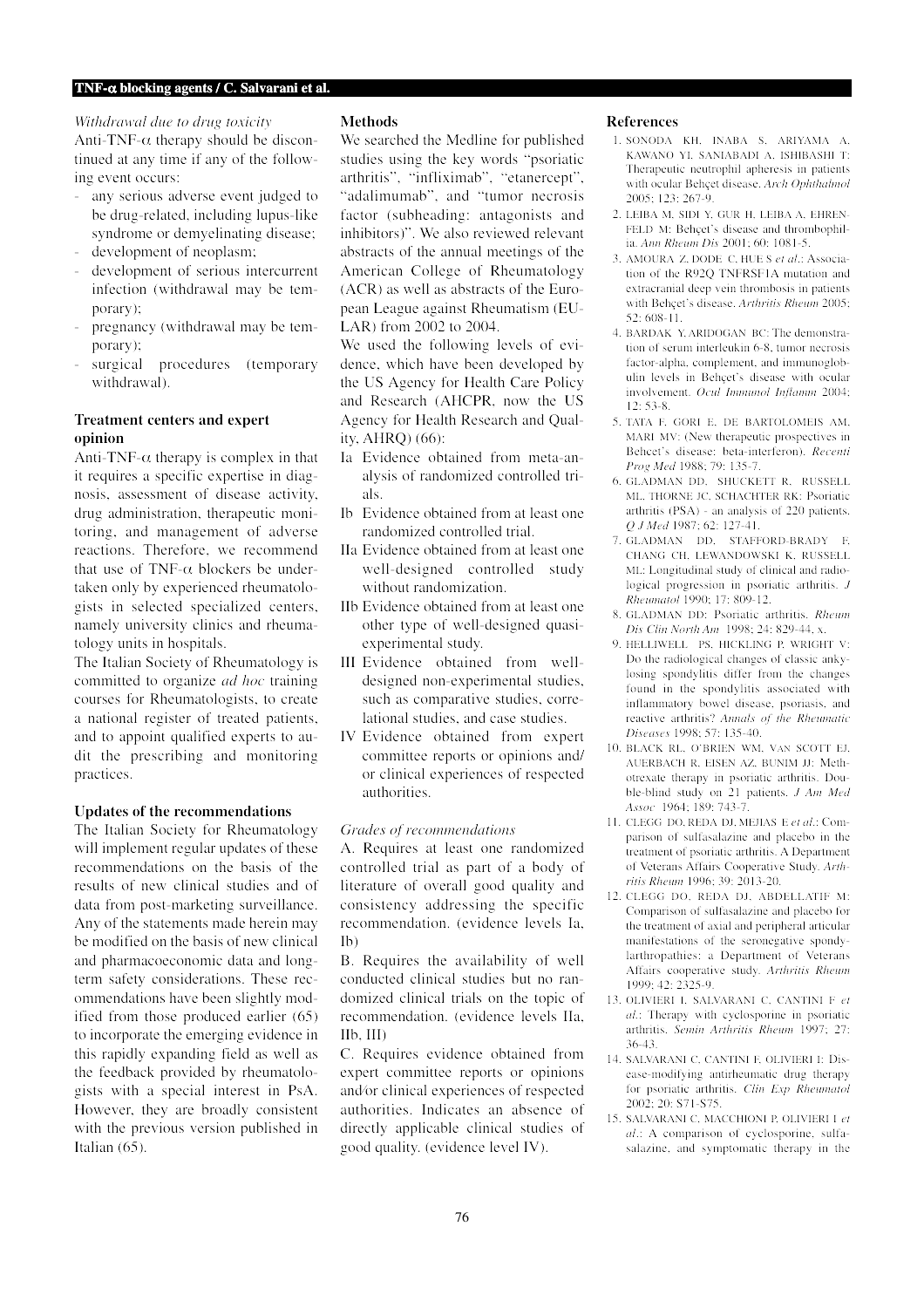*Withdrawal due to drug toxicity*

Anti-TNF-α therapy should be discontinued at any time if any of the following event occurs:

- any serious adverse event judged to be drug-related, including lupus-like syndrome or demyelinating disease;
- development of neoplasm;
- development of serious intercurrent infection (withdrawal may be temporary);
- pregnancy (withdrawal may be temporary);
- surgical procedures (temporary withdrawal).

## Treatment centers and expert opinion

Anti-TNF-α therapy is complex in that it requires a specific expertise in diagnosis, assessment of disease activity, drug administration, therapeutic monitoring, and management of adverse reactions. Therefore, we recommend that use of TNF-α blockers be undertaken only by experienced rheumatologists in selected specialized centers, namely university clinics and rheumatology units in hospitals.

The Italian Society of Rheumatology is committed to organize *ad hoc* training courses for Rheumatologists, to create a national register of treated patients, and to appoint qualified experts to audit the prescribing and monitoring practices.

## Updates of the recommendations

The Italian Society for Rheumatology will implement regular updates of these recommendations on the basis of the results of new clinical studies and of data from post-marketing surveillance. Any of the statements made herein may be modified on the basis of new clinical and pharmacoeconomic data and long-term safety considerations. These recommendations have been slightly modified from those produced earlier (65) to incorporate the emerging evidence in this rapidly expanding field as well as the feedback provided by rheumatologists with a special interest in PsA. However, they are broadly consistent with the previous version published in Italian (65).

## Methods

We searched the Medline for published studies using the key words "psoriatic arthritis", "infliximab", "etanercept", "adalimumab", and "tumor necrosis factor (subheading: antagonists and inhibitors)". We also reviewed relevant abstracts of the annual meetings of the American College of Rheumatology (ACR) as well as abstracts of the European League against Rheumatism (EULAR) from 2002 to 2004.

We used the following levels of evidence, which have been developed by the US Agency for Health Care Policy and Research (AHCPR, now the US Agency for Health Research and Quality, AHRQ) (66):

- Ia Evidence obtained from meta-analysis of randomized controlled trials.
- Ib Evidence obtained from at least one randomized controlled trial.
- IIa Evidence obtained from at least one well-designed controlled study without randomization.
- IIb Evidence obtained from at least one other type of well-designed quasi-experimental study.
- III Evidence obtained from well-designed non-experimental studies, such as comparative studies, correlational studies, and case studies.
- IV Evidence obtained from expert committee reports or opinions and/or clinical experiences of respected authorities.

*Grades of recommendations*

A. Requires at least one randomized controlled trial as part of a body of literature of overall good quality and consistency addressing the specific recommendation. (evidence levels Ia, Ib)

B. Requires the availability of well conducted clinical studies but no randomized clinical trials on the topic of recommendation. (evidence levels IIa, IIb, III)

C. Requires evidence obtained from expert committee reports or opinions and/or clinical experiences of respected authorities. Indicates an absence of directly applicable clinical studies of good quality. (evidence level IV).

## References

1. SONODA KH, INABA S, ARIYAMA A, KAWANO YI, SANIABADI A, ISHIBASHI T: Therapeutic neutrophil apheresis in patients with ocular Behçet disease. *Arch Ophthalmol* 2005; 123: 267-9.
2. LEIBA M, SIDI Y, GUR H, LEIBA A, EHRENFELD M: Behçet's disease and thrombophilia. *Ann Rheum Dis* 2001; 60: 1081-5.
3. AMOURA Z, DODE C, HUE S *et al.*: Association of the R92Q TNFRSF1A mutation and extracranial deep vein thrombosis in patients with Behçet's disease. *Arthritis Rheum* 2005; 52: 608-11.
4. BARDAK Y, ARIDOGAN BC: The demonstration of serum interleukin 6-8, tumor necrosis factor-alpha, complement, and immunoglobulin levels in Behçet's disease with ocular involvement. *Ocul Immunol Inflamm* 2004; 12: 53-8.
5. TATA F, GORI E, DE BARTOLOMEIS AM, MARI MV: (New therapeutic prospectives in Behcet's disease: beta-interferon). *Recenti Prog Med* 1988; 79: 135-7.
6. GLADMAN DD, SHUCKETT R, RUSSELL ML, THORNE JC, SCHACHTER RK: Psoriatic arthritis (PSA) - an analysis of 220 patients. *Q J Med* 1987; 62: 127-41.
7. GLADMAN DD, STAFFORD-BRADY F, CHANG CH, LEWANDOWSKI K, RUSSELL ML: Longitudinal study of clinical and radiological progression in psoriatic arthritis. *J Rheumatol* 1990; 17: 809-12.
8. GLADMAN DD: Psoriatic arthritis. *Rheum Dis Clin North Am* 1998; 24: 829-44, x.
9. HELLIWELL PS, HICKLING P, WRIGHT V: Do the radiological changes of classic ankylosing spondylitis differ from the changes found in the spondylitis associated with inflammatory bowel disease, psoriasis, and reactive arthritis? *Annals of the Rheumatic Diseases* 1998; 57: 135-40.
10. BLACK RL, O'BRIEN WM, VAN SCOTT EJ, AUERBACH R, EISEN AZ, BUNIM JJ: Methotrexate therapy in psoriatic arthritis. Double-blind study on 21 patients. *J Am Med Assoc* 1964; 189: 743-7.
11. CLEGG DO, REDA DJ, MEJIAS E *et al.*: Comparison of sulfasalazine and placebo in the treatment of psoriatic arthritis. A Department of Veterans Affairs Cooperative Study. *Arthritis Rheum* 1996; 39: 2013-20.
12. CLEGG DO, REDA DJ, ABDELLATIF M: Comparison of sulfasalazine and placebo for the treatment of axial and peripheral articular manifestations of the seronegative spondylarthropathies: a Department of Veterans Affairs cooperative study. *Arthritis Rheum* 1999; 42: 2325-9.
13. OLIVIERI I, SALVARANI C, CANTINI F *et al.*: Therapy with cyclosporine in psoriatic arthritis. *Semin Arthritis Rheum* 1997; 27: 36-43.
14. SALVARANI C, CANTINI F, OLIVIERI I: Disease-modifying antirheumatic drug therapy for psoriatic arthritis. *Clin Exp Rheumatol* 2002; 20: S71-S75.
15. SALVARANI C, MACCHIONI P, OLIVIERI I *et al.*: A comparison of cyclosporine, sulfasalazine, and symptomatic therapy in the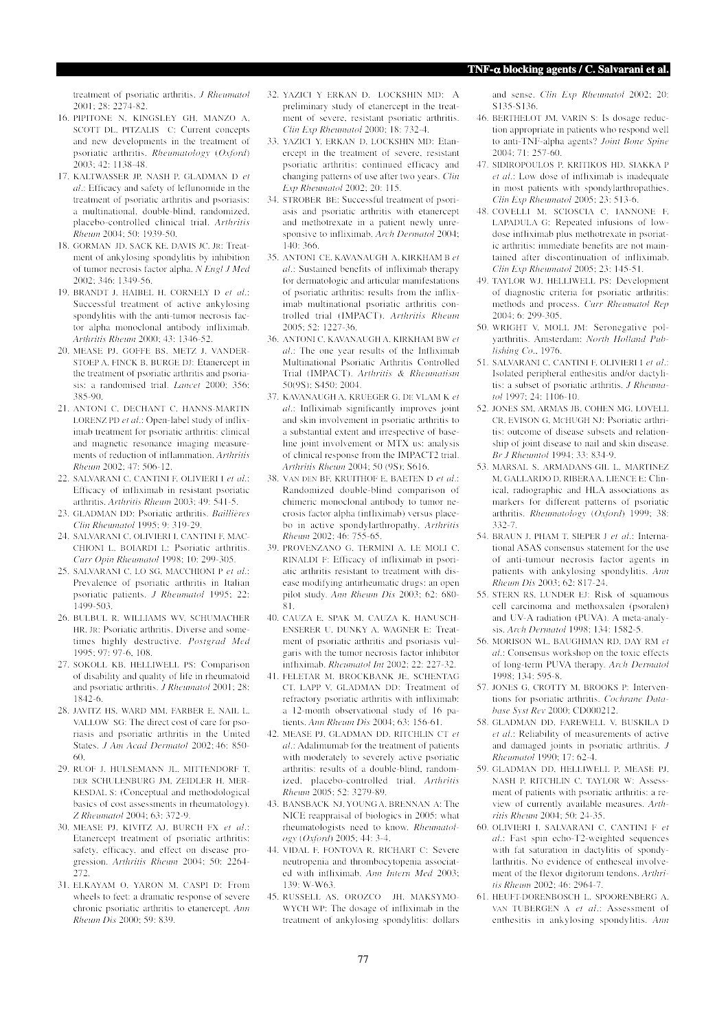treatment of psoriatic arthritis. *J Rheumatol* 2001; 28: 2274-82.

16. PIPITONE N, KINGSLEY GH, MANZO A, SCOTT DL, PITZALIS C: Current concepts and new developments in the treatment of psoriatic arthritis. *Rheumatology (Oxford)* 2003; 42: 1138-48.
17. KALTWASSER JP, NASH P, GLADMAN D *et al.*: Efficacy and safety of leflunomide in the treatment of psoriatic arthritis and psoriasis: a multinational, double-blind, randomized, placebo-controlled clinical trial. *Arthritis Rheum* 2004; 50: 1939-50.
18. GORMAN JD, SACK KE, DAVIS JC, JR: Treatment of ankylosing spondylitis by inhibition of tumor necrosis factor alpha. *N Engl J Med* 2002; 346: 1349-56.
19. BRANDT J, HAIBEL H, CORNELY D *et al.*: Successful treatment of active ankylosing spondylitis with the anti-tumor necrosis factor alpha monoclonal antibody infliximab. *Arthritis Rheum* 2000; 43: 1346-52.
20. MEASE PJ, GOFFE BS, METZ J, VANDERSTOEP A, FINCK B, BURGE DJ: Etanercept in the treatment of psoriatic arthritis and psoriasis: a randomised trial. *Lancet* 2000; 356: 385-90.
21. ANTONI C, DECHANT C, HANNS-MARTIN LORENZ PD *et al.*: Open-label study of infliximab treatment for psoriatic arthritis: clinical and magnetic resonance imaging measurements of reduction of inflammation. *Arthritis Rheum* 2002; 47: 506-12.
22. SALVARANI C, CANTINI F, OLIVIERI I *et al.*: Efficacy of infliximab in resistant psoriatic arthritis. *Arthritis Rheum* 2003; 49: 541-5.
23. GLADMAN DD: Psoriatic arthritis. *Baillières Clin Rheumatol* 1995; 9: 319-29.
24. SALVARANI C, OLIVIERI I, CANTINI F, MACCHIONI L, BOIARDI L: Psoriatic arthritis. *Curr Opin Rheumatol* 1998; 10: 299-305.
25. SALVARANI C, LO SG, MACCHIONI P *et al.*: Prevalence of psoriatic arthritis in Italian psoriatic patients. *J Rheumatol* 1995; 22: 1499-503.
26. BULBUL R, WILLIAMS WV, SCHUMACHER HR, JR: Psoriatic arthritis. Diverse and sometimes highly destructive. *Postgrad Med* 1995; 97: 97-6, 108.
27. SOKOLL KB, HELLIWELL PS: Comparison of disability and quality of life in rheumatoid and psoriatic arthritis. *J Rheumatol* 2001; 28: 1842-6.
28. JAVITZ HS, WARD MM, FARBER E, NAIL L, VALLOW SG: The direct cost of care for psoriasis and psoriatic arthritis in the United States. *J Am Acad Dermatol* 2002; 46: 850-60.
29. RUOF J, HULSEMANN JL, MITTENDORF T, DER SCHULENBURG JM, ZEIDLER H, MERKESDAL S: (Conceptual and methodological basics of cost assessments in rheumatology). *Z Rheumatol* 2004; 63: 372-9.
30. MEASE PJ, KIVITZ AJ, BURCH FX *et al.*: Etanercept treatment of psoriatic arthritis: safety, efficacy, and effect on disease progression. *Arthritis Rheum* 2004; 50: 2264-272.
31. ELKAYAM O, YARON M, CASPI D: From wheels to feet: a dramatic response of severe chronic psoriatic arthritis to etanercept. *Ann Rheum Dis* 2000; 59: 839.
32. YAZICI Y, ERKAN D, LOCKSHIN MD: A preliminary study of etanercept in the treatment of severe, resistant psoriatic arthritis. *Clin Exp Rheumatol* 2000; 18: 732-4.
33. YAZICI Y, ERKAN D, LOCKSHIN MD: Etanercept in the treatment of severe, resistant psoriatic arthritis: continued efficacy and changing patterns of use after two years. *Clin Exp Rheumatol* 2002; 20: 115.
34. STROBER BE: Successful treatment of psoriasis and psoriatic arthritis with etanercept and methotrexate in a patient newly unresponsive to infliximab. *Arch Dermatol* 2004; 140: 366.
35. ANTONI CE, KAVANAUGH A, KIRKHAM B *et al.*: Sustained benefits of infliximab therapy for dermatologic and articular manifestations of psoriatic arthritis: results from the infliximab multinational psoriatic arthritis controlled trial (IMPACT). *Arthritis Rheum* 2005; 52: 1227-36.
36. ANTONI C, KAVANAUGH A, KIRKHAM BW *et al.*: The one year results of the Infliximab Multinational Psoriatic Arthritis Controlled Trial (IMPACT). *Arthritis & Rheumatism* 50(9S): S450: 2004.
37. KAVANAUGH A, KRUEGER G, DE VLAM K *et al.*: Infliximab significantly improves joint and skin involvement in psoriatic arthritis to a substantial extent and irrespective of baseline joint involvement or MTX us: analysis of clinical response from the IMPACT2 trial. *Arthritis Rheum* 2004; 50 (9S); S616.
38. VAN DEN BF, KRUITHOF E, BAETEN D *et al.*: Randomized double-blind comparison of chimeric monoclonal antibody to tumor necrosis factor alpha (infliximab) versus placebo in active spondylarthropathy. *Arthritis Rheum* 2002; 46: 755-65.
39. PROVENZANO G, TERMINI A, LE MOLI C, RINALDI F: Efficacy of infliximab in psoriatic arthritis resistant to treatment with disease modifying antirheumatic drugs: an open pilot study. *Ann Rheum Dis* 2003; 62: 680-81.
40. CAUZA E, SPAK M, CAUZA K, HANUSCH-ENSERER U, DUNKY A, WAGNER E: Treatment of psoriatic arthritis and psoriasis vulgaris with the tumor necrosis factor inhibitor infliximab. *Rheumatol Int* 2002; 22: 227-32.
41. FELETAR M, BROCKBANK JE, SCHENTAG CT, LAPP V, GLADMAN DD: Treatment of refractory psoriatic arthritis with infliximab: a 12-month observational study of 16 patients. *Ann Rheum Dis* 2004; 63: 156-61.
42. MEASE PJ, GLADMAN DD, RITCHLIN CT *et al.*: Adalimumab for the treatment of patients with moderately to severely active psoriatic arthritis: results of a double-blind, randomized, placebo-controlled trial. *Arthritis Rheum* 2005; 52: 3279-89.
43. BANSBACK NJ, YOUNG A, BRENNAN A: The NICE reappraisal of biologics in 2005: what rheumatologists need to know. *Rheumatology (Oxford)* 2005; 44: 3-4.
44. VIDAL F, FONTOVA R, RICHART C: Severe neutropenia and thrombocytopenia associated with infliximab. *Ann Intern Med* 2003; 139: W-W63.
45. RUSSELL AS, OROZCO JH, MAKSYMOWYCH WP: The dosage of infliximab in the treatment of ankylosing spondylitis: dollars and sense. *Clin Exp Rheumatol* 2002; 20: S135-S136.
46. BERTHELOT JM, VARIN S: Is dosage reduction appropriate in patients who respond well to anti-TNF-alpha agents? *Joint Bone Spine* 2004; 71: 257-60.
47. SIDIROPOULOS P, KRITIKOS HD, SIAKKA P *et al.*: Low dose of infliximab is inadequate in most patients with spondylarthropathies. *Clin Exp Rheumatol* 2005; 23: 513-6.
48. COVELLI M, SCIOSCIA C, IANNONE F, LAPADULA G: Repeated infusions of low-dose infliximab plus methotrexate in psoriatic arthritis: immediate benefits are not maintained after discontinuation of infliximab. *Clin Exp Rheumatol* 2005; 23: 145-51.
49. TAYLOR WJ, HELLIWELL PS: Development of diagnostic criteria for psoriatic arthritis: methods and process. *Curr Rheumatol Rep* 2004; 6: 299-305.
50. WRIGHT V, MOLL JM: Seronegative polyarthritis. Amsterdam: *North Holland Publishing Co.*, 1976.
51. SALVARANI C, CANTINI F, OLIVIERI I *et al.*: Isolated peripheral enthesitis and/or dactylitis: a subset of psoriatic arthritis. *J Rheumatol* 1997; 24: 1106-10.
52. JONES SM, ARMAS JB, COHEN MG, LOVELL CR, EVISON G, MCHUGH NJ: Psoriatic arthritis: outcome of disease subsets and relationship of joint disease to nail and skin disease. *Br J Rheumtol* 1994; 33: 834-9.
53. MARSAL S, ARMADANS-GIL L, MARTINEZ M, GALLARDO D, RIBERA A, LIENCE E: Clinical, radiographic and HLA associations as markers for different patterns of psoriatic arthritis. *Rheumatology (Oxford)* 1999; 38: 332-7.
54. BRAUN J, PHAM T, SIEPER J *et al.*: International ASAS consensus statement for the use of anti-tumour necrosis factor agents in patients with ankylosing spondylitis. *Ann Rheum Dis* 2003; 62: 817-24.
55. STERN RS, LUNDER EJ: Risk of squamous cell carcinoma and methoxsalen (psoralen) and UV-A radiation (PUVA). A meta-analysis. *Arch Dermatol* 1998; 134: 1582-5.
56. MORISON WL, BAUGHMAN RD, DAY RM *et al.*: Consensus workshop on the toxic effects of long-term PUVA therapy. *Arch Dermatol* 1998; 134: 595-8.
57. JONES G, CROTTY M, BROOKS P: Interventions for psoriatic arthritis. *Cochrane Database Syst Rev* 2000; CD000212.
58. GLADMAN DD, FAREWELL V, BUSKILA D *et al.*: Reliability of measurements of active and damaged joints in psoriatic arthritis. *J Rheumatol* 1990; 17: 62-4.
59. GLADMAN DD, HELLIWELL P, MEASE PJ, NASH P, RITCHLIN C, TAYLOR W: Assessment of patients with psoriatic arthritis: a review of currently available measures. *Arthritis Rheum* 2004; 50: 24-35.
60. OLIVIERI I, SALVARANI C, CANTINI F *et al.*: Fast spin echo-T2-weighted sequences with fat saturation in dactylitis of spondylarthritis. No evidence of entheseal involvement of the flexor digitorum tendons. *Arthritis Rheum* 2002; 46: 2964-7.
61. HEUFT-DORENBOSCH L, SPOORENBERG A, VAN TUBERGEN A *et al.*: Assessment of enthesitis in ankylosing spondylitis. *Ann*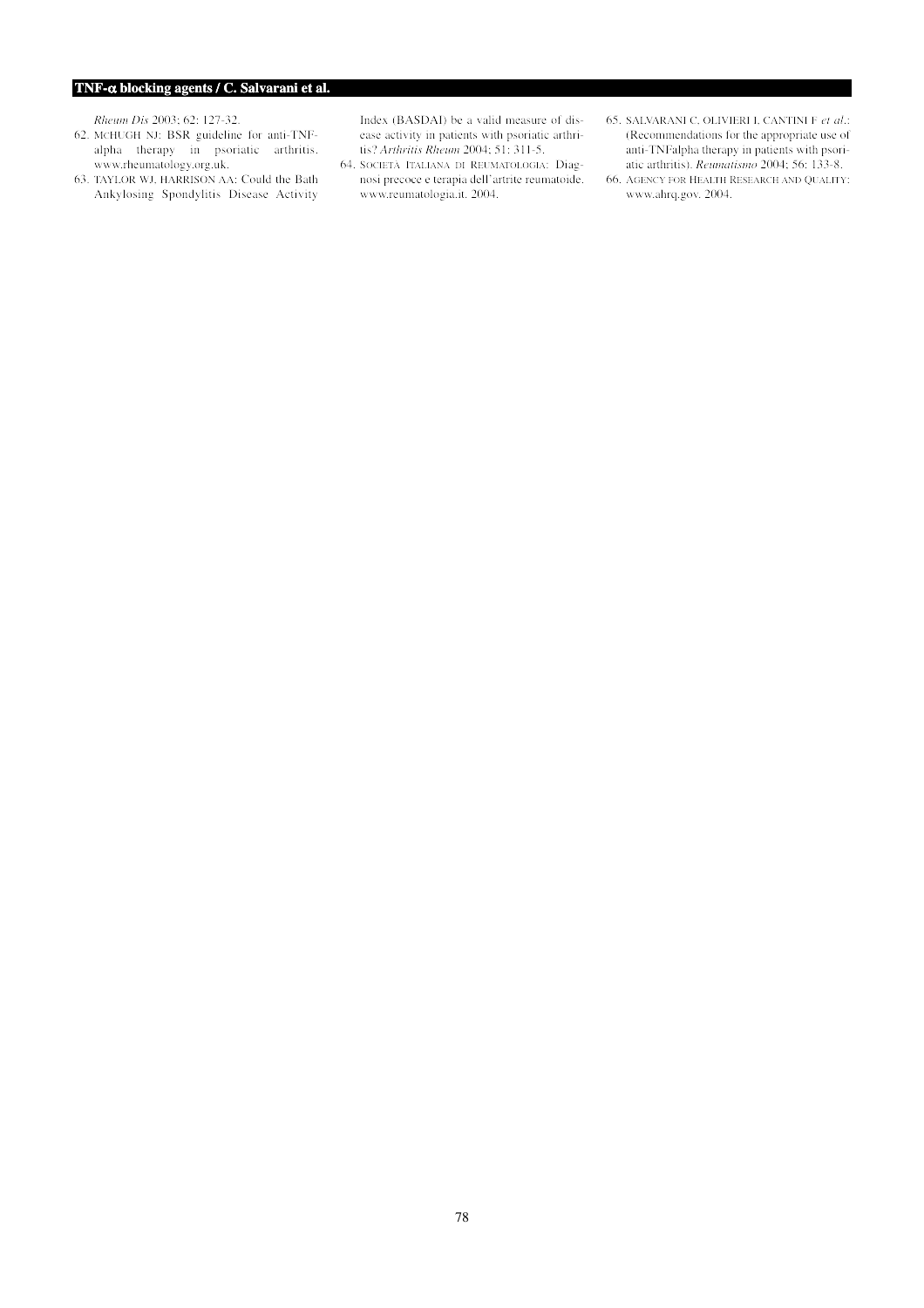*Rheum Dis* 2003; 62: 127-32.

62. McHUGH NJ: BSR guideline for anti-TNF-alpha therapy in psoriatic arthritis. www.rheumatology.org.uk.
63. TAYLOR WJ, HARRISON AA: Could the Bath Ankylosing Spondylitis Disease Activity Index (BASDAI) be a valid measure of disease activity in patients with psoriatic arthritis? *Arthritis Rheum* 2004; 51: 311-5.
64. SOCIETÀ ITALIANA DI REUMATOLOGIA: Diagnosi precoce e terapia dell'artrite reumatoide. www.reumatologia.it. 2004.
65. SALVARANI C, OLIVIERI I, CANTINI F *et al.*: (Recommendations for the appropriate use of anti-TNFalpha therapy in patients with psoriatic arthritis). *Reumatismo* 2004; 56: 133-8.
66. AGENCY FOR HEALTH RESEARCH AND QUALITY: www.ahrq.gov. 2004.